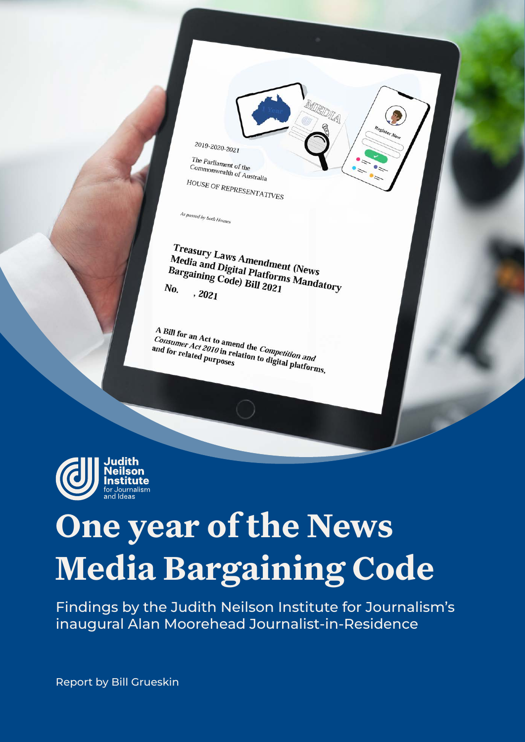Judith Neilson Institute for Journalism and Ideas

# One year of the News Media Bargaining Code

Findings by the Judith Neilson Institute for Journalism's inaugural Alan Moorehead Journalist-in-Residence

Report by Bill Grueskin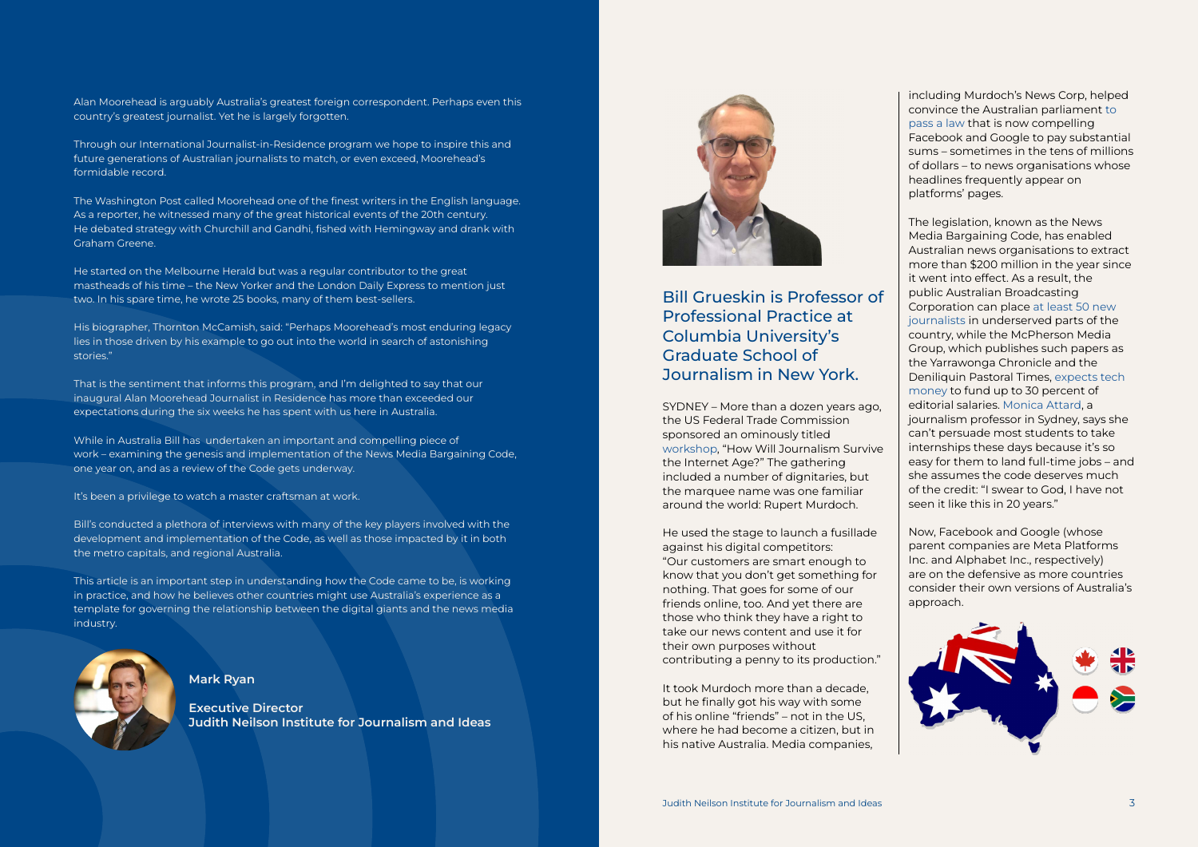Alan Moorehead is arguably Australia's greatest foreign correspondent. Perhaps even this country's greatest journalist. Yet he is largely forgotten.

Through our International Journalist-in-Residence program we hope to inspire this and future generations of Australian journalists to match, or even exceed, Moorehead's formidable record.

The Washington Post called Moorehead one of the finest writers in the English language. As a reporter, he witnessed many of the great historical events of the 20th century. He debated strategy with Churchill and Gandhi, fished with Hemingway and drank with Graham Greene.

He started on the Melbourne Herald but was a regular contributor to the great mastheads of his time – the New Yorker and the London Daily Express to mention just two. In his spare time, he wrote 25 books, many of them best-sellers.

His biographer, Thornton McCamish, said: "Perhaps Moorehead's most enduring legacy lies in those driven by his example to go out into the world in search of astonishing stories."

That is the sentiment that informs this program, and I'm delighted to say that our inaugural Alan Moorehead Journalist in Residence has more than exceeded our expectations during the six weeks he has spent with us here in Australia.

While in Australia Bill has undertaken an important and compelling piece of work – examining the genesis and implementation of the News Media Bargaining Code, one year on, and as a review of the Code gets underway.

It's been a privilege to watch a master craftsman at work.

Bill's conducted a plethora of interviews with many of the key players involved with the development and implementation of the Code, as well as those impacted by it in both the metro capitals, and regional Australia.

This article is an important step in understanding how the Code came to be, is working in practice, and how he believes other countries might use Australia's experience as a template for governing the relationship between the digital giants and the news media industry.

**Mark Ryan**

**Executive Director**
**Judith Neilson Institute for Journalism and Ideas**

## Bill Grueskin is Professor of Professional Practice at Columbia University's Graduate School of Journalism in New York.

SYDNEY – More than a dozen years ago, the US Federal Trade Commission sponsored an ominously titled workshop, "How Will Journalism Survive the Internet Age?" The gathering included a number of dignitaries, but the marquee name was one familiar around the world: Rupert Murdoch.

He used the stage to launch a fusillade against his digital competitors: "Our customers are smart enough to know that you don't get something for nothing. That goes for some of our friends online, too. And yet there are those who think they have a right to take our news content and use it for their own purposes without contributing a penny to its production."

It took Murdoch more than a decade, but he finally got his way with some of his online "friends" – not in the US, where he had become a citizen, but in his native Australia. Media companies, including Murdoch's News Corp, helped convince the Australian parliament to pass a law that is now compelling Facebook and Google to pay substantial sums – sometimes in the tens of millions of dollars – to news organisations whose headlines frequently appear on platforms' pages.

The legislation, known as the News Media Bargaining Code, has enabled Australian news organisations to extract more than $200 million in the year since it went into effect. As a result, the public Australian Broadcasting Corporation can place at least 50 new journalists in underserved parts of the country, while the McPherson Media Group, which publishes such papers as the Yarrawonga Chronicle and the Deniliquin Pastoral Times, expects tech money to fund up to 30 percent of editorial salaries. Monica Attard, a journalism professor in Sydney, says she can't persuade most students to take internships these days because it's so easy for them to land full-time jobs – and she assumes the code deserves much of the credit: "I swear to God, I have not seen it like this in 20 years."

Now, Facebook and Google (whose parent companies are Meta Platforms Inc. and Alphabet Inc., respectively) are on the defensive as more countries consider their own versions of Australia's approach.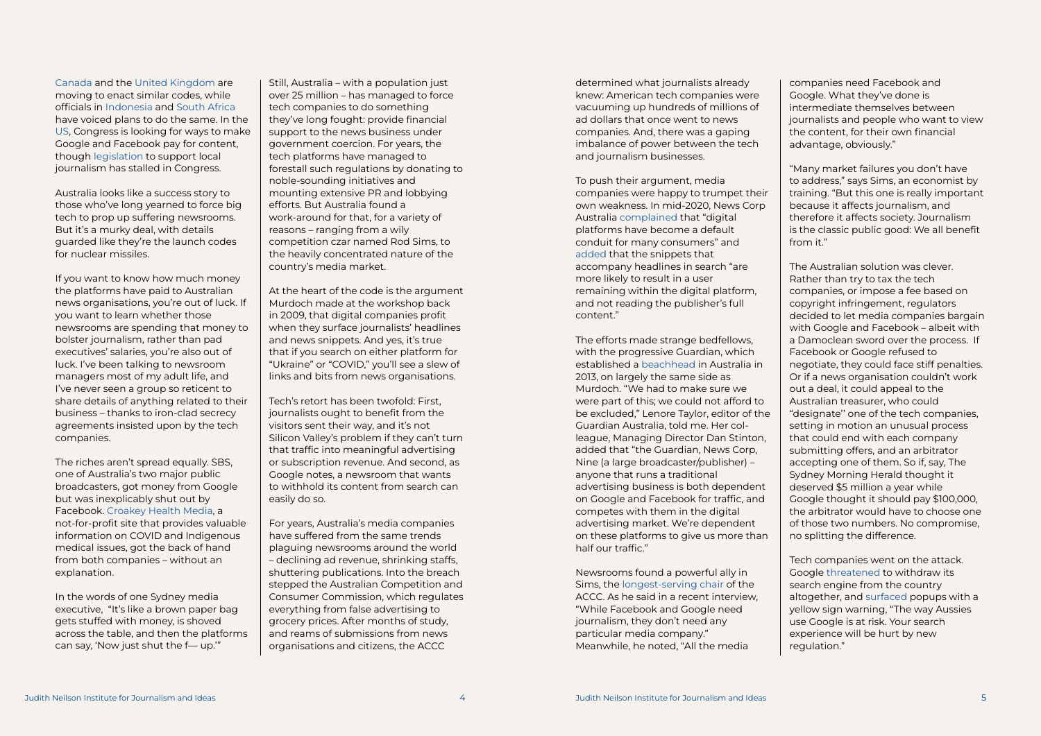Canada and the United Kingdom are moving to enact similar codes, while officials in Indonesia and South Africa have voiced plans to do the same. In the US, Congress is looking for ways to make Google and Facebook pay for content, though legislation to support local journalism has stalled in Congress.

Australia looks like a success story to those who've long yearned to force big tech to prop up suffering newsrooms. But it's a murky deal, with details guarded like they're the launch codes for nuclear missiles.

If you want to know how much money the platforms have paid to Australian news organisations, you're out of luck. If you want to learn whether those newsrooms are spending that money to bolster journalism, rather than pad executives' salaries, you're also out of luck. I've been talking to newsroom managers most of my adult life, and I've never seen a group so reticent to share details of anything related to their business – thanks to iron-clad secrecy agreements insisted upon by the tech companies.

The riches aren't spread equally. SBS, one of Australia's two major public broadcasters, got money from Google but was inexplicably shut out by Facebook. Croakey Health Media, a not-for-profit site that provides valuable information on COVID and Indigenous medical issues, got the back of hand from both companies – without an explanation.

In the words of one Sydney media executive, "It's like a brown paper bag gets stuffed with money, is shoved across the table, and then the platforms can say, 'Now just shut the f— up.'"

Still, Australia – with a population just over 25 million – has managed to force tech companies to do something they've long fought: provide financial support to the news business under government coercion. For years, the tech platforms have managed to forestall such regulations by donating to noble-sounding initiatives and mounting extensive PR and lobbying efforts. But Australia found a work-around for that, for a variety of reasons – ranging from a wily competition czar named Rod Sims, to the heavily concentrated nature of the country's media market.

At the heart of the code is the argument Murdoch made at the workshop back in 2009, that digital companies profit when they surface journalists' headlines and news snippets. And yes, it's true that if you search on either platform for "Ukraine" or "COVID," you'll see a slew of links and bits from news organisations.

Tech's retort has been twofold: First, journalists ought to benefit from the visitors sent their way, and it's not Silicon Valley's problem if they can't turn that traffic into meaningful advertising or subscription revenue. And second, as Google notes, a newsroom that wants to withhold its content from search can easily do so.

For years, Australia's media companies have suffered from the same trends plaguing newsrooms around the world – declining ad revenue, shrinking staffs, shuttering publications. Into the breach stepped the Australian Competition and Consumer Commission, which regulates everything from false advertising to grocery prices. After months of study, and reams of submissions from news organisations and citizens, the ACCC determined what journalists already knew: American tech companies were vacuuming up hundreds of millions of ad dollars that once went to news companies. And, there was a gaping imbalance of power between the tech and journalism businesses.

To push their argument, media companies were happy to trumpet their own weakness. In mid-2020, News Corp Australia complained that "digital platforms have become a default conduit for many consumers" and added that the snippets that accompany headlines in search "are more likely to result in a user remaining within the digital platform, and not reading the publisher's full content."

The efforts made strange bedfellows, with the progressive Guardian, which established a beachhead in Australia in 2013, on largely the same side as Murdoch. "We had to make sure we were part of this; we could not afford to be excluded," Lenore Taylor, editor of the Guardian Australia, told me. Her colleague, Managing Director Dan Stinton, added that "the Guardian, News Corp, Nine (a large broadcaster/publisher) – anyone that runs a traditional advertising business is both dependent on Google and Facebook for traffic, and competes with them in the digital advertising market. We're dependent on these platforms to give us more than half our traffic."

Newsrooms found a powerful ally in Sims, the longest-serving chair of the ACCC. As he said in a recent interview, "While Facebook and Google need journalism, they don't need any particular media company." Meanwhile, he noted, "All the media companies need Facebook and Google. What they've done is intermediate themselves between journalists and people who want to view the content, for their own financial advantage, obviously."

"Many market failures you don't have to address," says Sims, an economist by training. "But this one is really important because it affects journalism, and therefore it affects society. Journalism is the classic public good: We all benefit from it."

The Australian solution was clever. Rather than try to tax the tech companies, or impose a fee based on copyright infringement, regulators decided to let media companies bargain with Google and Facebook – albeit with a Damoclean sword over the process. If Facebook or Google refused to negotiate, they could face stiff penalties. Or if a news organisation couldn't work out a deal, it could appeal to the Australian treasurer, who could "designate'' one of the tech companies, setting in motion an unusual process that could end with each company submitting offers, and an arbitrator accepting one of them. So if, say, The Sydney Morning Herald thought it deserved $5 million a year while Google thought it should pay $100,000, the arbitrator would have to choose one of those two numbers. No compromise, no splitting the difference.

Tech companies went on the attack. Google threatened to withdraw its search engine from the country altogether, and surfaced popups with a yellow sign warning, "The way Aussies use Google is at risk. Your search experience will be hurt by new regulation."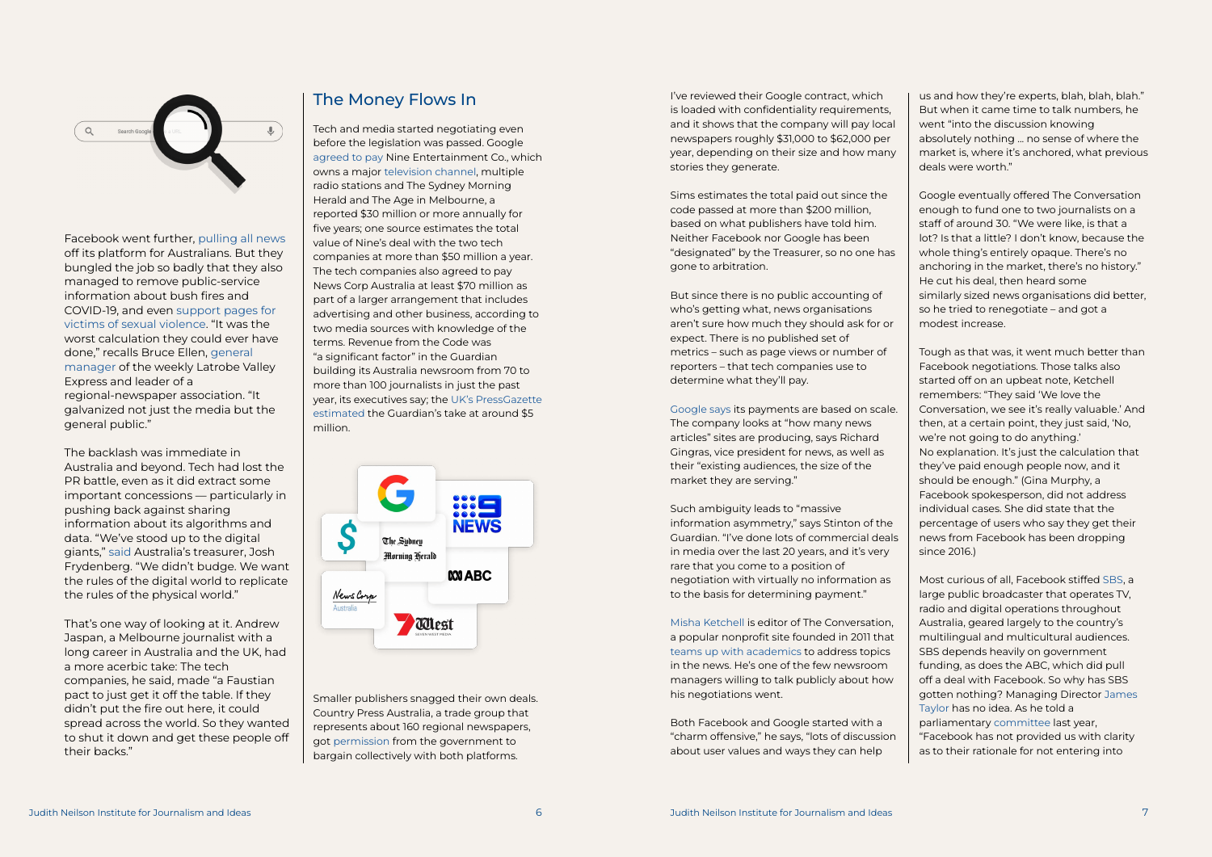Facebook went further, pulling all news off its platform for Australians. But they bungled the job so badly that they also managed to remove public-service information about bush fires and COVID-19, and even support pages for victims of sexual violence. "It was the worst calculation they could ever have done," recalls Bruce Ellen, general manager of the weekly Latrobe Valley Express and leader of a regional-newspaper association. "It galvanized not just the media but the general public."

The backlash was immediate in Australia and beyond. Tech had lost the PR battle, even as it did extract some important concessions — particularly in pushing back against sharing information about its algorithms and data. "We've stood up to the digital giants," said Australia's treasurer, Josh Frydenberg. "We didn't budge. We want the rules of the digital world to replicate the rules of the physical world."

That's one way of looking at it. Andrew Jaspan, a Melbourne journalist with a long career in Australia and the UK, had a more acerbic take: The tech companies, he said, made "a Faustian pact to just get it off the table. If they didn't put the fire out here, it could spread across the world. So they wanted to shut it down and get these people off their backs."

## The Money Flows In

Tech and media started negotiating even before the legislation was passed. Google agreed to pay Nine Entertainment Co., which owns a major television channel, multiple radio stations and The Sydney Morning Herald and The Age in Melbourne, a reported $30 million or more annually for five years; one source estimates the total value of Nine's deal with the two tech companies at more than $50 million a year. The tech companies also agreed to pay News Corp Australia at least $70 million as part of a larger arrangement that includes advertising and other business, according to two media sources with knowledge of the terms. Revenue from the Code was "a significant factor" in the Guardian building its Australia newsroom from 70 to more than 100 journalists in just the past year, its executives say; the UK's PressGazette estimated the Guardian's take at around $5 million.

Smaller publishers snagged their own deals. Country Press Australia, a trade group that represents about 160 regional newspapers, got permission from the government to bargain collectively with both platforms. I've reviewed their Google contract, which is loaded with confidentiality requirements, and it shows that the company will pay local newspapers roughly $31,000 to $62,000 per year, depending on their size and how many stories they generate.

Sims estimates the total paid out since the code passed at more than $200 million, based on what publishers have told him. Neither Facebook nor Google has been "designated" by the Treasurer, so no one has gone to arbitration.

But since there is no public accounting of who's getting what, news organisations aren't sure how much they should ask for or expect. There is no published set of metrics – such as page views or number of reporters – that tech companies use to determine what they'll pay.

Google says its payments are based on scale. The company looks at "how many news articles" sites are producing, says Richard Gingras, vice president for news, as well as their "existing audiences, the size of the market they are serving."

Such ambiguity leads to "massive information asymmetry," says Stinton of the Guardian. "I've done lots of commercial deals in media over the last 20 years, and it's very rare that you come to a position of negotiation with virtually no information as to the basis for determining payment."

Misha Ketchell is editor of The Conversation, a popular nonprofit site founded in 2011 that teams up with academics to address topics in the news. He's one of the few newsroom managers willing to talk publicly about how his negotiations went.

Both Facebook and Google started with a "charm offensive," he says, "lots of discussion about user values and ways they can help us and how they're experts, blah, blah, blah." But when it came time to talk numbers, he went "into the discussion knowing absolutely nothing … no sense of where the market is, where it's anchored, what previous deals were worth."

Google eventually offered The Conversation enough to fund one to two journalists on a staff of around 30. "We were like, is that a lot? Is that a little? I don't know, because the whole thing's entirely opaque. There's no anchoring in the market, there's no history." He cut his deal, then heard some similarly sized news organisations did better, so he tried to renegotiate – and got a modest increase.

Tough as that was, it went much better than Facebook negotiations. Those talks also started off on an upbeat note, Ketchell remembers: "They said 'We love the Conversation, we see it's really valuable.' And then, at a certain point, they just said, 'No, we're not going to do anything.' No explanation. It's just the calculation that they've paid enough people now, and it should be enough." (Gina Murphy, a Facebook spokesperson, did not address individual cases. She did state that the percentage of users who get their news from Facebook has been dropping since 2016.)

Most curious of all, Facebook stiffed SBS, a large public broadcaster that operates TV, radio and digital operations throughout Australia, geared largely to the country's multilingual and multicultural audiences. SBS depends heavily on government funding, as does the ABC, which did pull off a deal with Facebook. So why has SBS gotten nothing? Managing Director James Taylor has no idea. As he told a parliamentary committee last year, "Facebook has not provided us with clarity as to their rationale for not entering into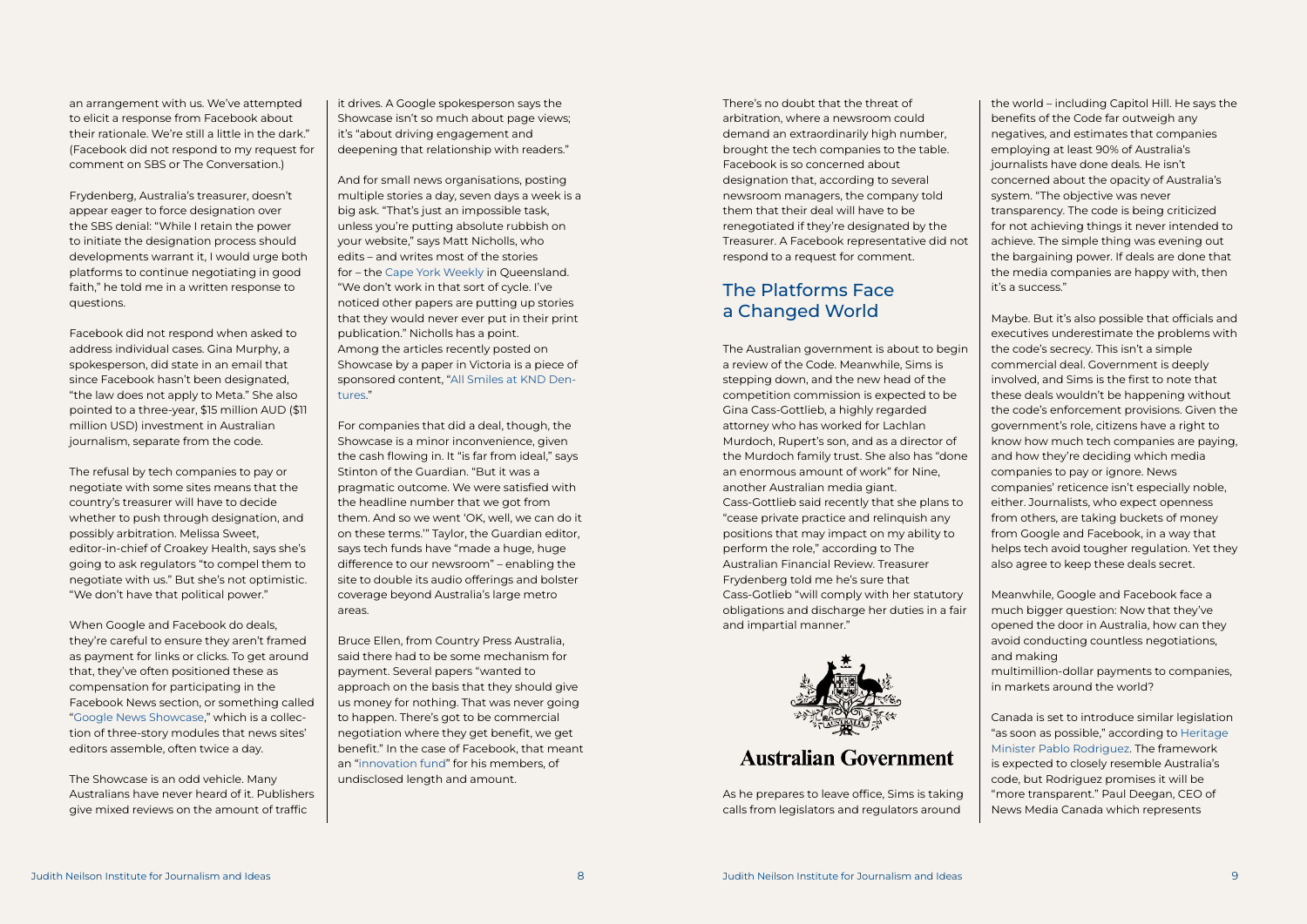an arrangement with us. We've attempted to elicit a response from Facebook about their rationale. We're still a little in the dark." (Facebook did not respond to my request for comment on SBS or The Conversation.)

Frydenberg, Australia's treasurer, doesn't appear eager to force designation over the SBS denial: "While I retain the power to initiate the designation process should developments warrant it, I would urge both platforms to continue negotiating in good faith," he told me in a written response to questions.

Facebook did not respond when asked to address individual cases. Gina Murphy, a spokesperson, did state in an email that since Facebook hasn't been designated, "the law does not apply to Meta." She also pointed to a three-year, $15 million AUD ($11 million USD) investment in Australian journalism, separate from the code.

The refusal by tech companies to pay or negotiate with some sites means that the country's treasurer will have to decide whether to push through designation, and possibly arbitration. Melissa Sweet, editor-in-chief of Croakey Health, says she's going to ask regulators "to compel them to negotiate with us." But she's not optimistic. "We don't have that political power."

When Google and Facebook do deals, they're careful to ensure they aren't framed as payment for links or clicks. To get around that, they've often positioned these as compensation for participating in the Facebook News section, or something called "Google News Showcase," which is a collection of three-story modules that news sites' editors assemble, often twice a day.

The Showcase is an odd vehicle. Many Australians have never heard of it. Publishers give mixed reviews on the amount of traffic it drives. A Google spokesperson says the Showcase isn't so much about page views; it's "about driving engagement and deepening that relationship with readers."

And for small news organisations, posting multiple stories a day, seven days a week is a big ask. "That's just an impossible task, unless you're putting absolute rubbish on your website," says Matt Nicholls, who edits – and writes most of the stories for – the Cape York Weekly in Queensland. "We don't work in that sort of cycle. I've noticed other papers are putting up stories that they would never ever put in their print publication." Nicholls has a point. Among the articles recently posted on Showcase by a paper in Victoria is a piece of sponsored content, "All Smiles at KND Dentures."

For companies that did a deal, though, the Showcase is a minor inconvenience, given the cash flowing in. It "is far from ideal," says Stinton of the Guardian. "But it was a pragmatic outcome. We were satisfied with the headline number that we got from them. And so we went 'OK, well, we can do it on these terms.'" Taylor, the Guardian editor, says tech funds have "made a huge, huge difference to our newsroom" – enabling the site to double its audio offerings and bolster coverage beyond Australia's large metro areas.

Bruce Ellen, from Country Press Australia, said there had to be some mechanism for payment. Several papers "wanted to approach on the basis that they should give us money for nothing. That was never going to happen. There's got to be commercial negotiation where they get benefit, we get benefit." In the case of Facebook, that meant an "innovation fund" for his members, of undisclosed length and amount.

There's no doubt that the threat of arbitration, where a newsroom could demand an extraordinarily high number, brought the tech companies to the table. Facebook is so concerned about designation that, according to several newsroom managers, the company told them that their deal will have to be renegotiated if they're designated by the Treasurer. A Facebook representative did not respond to a request for comment.

## The Platforms Face a Changed World

The Australian government is about to begin a review of the Code. Meanwhile, Sims is stepping down, and the new head of the competition commission is expected to be Gina Cass-Gottlieb, a highly regarded attorney who has worked for Lachlan Murdoch, Rupert's son, and as a director of the Murdoch family trust. She also has "done an enormous amount of work" for Nine, another Australian media giant. Cass-Gottlieb said recently that she plans to "cease private practice and relinquish any positions that may impact on my ability to perform the role," according to The Australian Financial Review. Treasurer Frydenberg told me he's sure that Cass-Gotlieb "will comply with her statutory obligations and discharge her duties in a fair and impartial manner."

**Australian Government**

As he prepares to leave office, Sims is taking calls from legislators and regulators around the world – including Capitol Hill. He says the benefits of the Code far outweigh any negatives, and estimates that companies employing at least 90% of Australia's journalists have done deals. He isn't concerned about the opacity of Australia's system. "The objective was never transparency. The code is being criticized for not achieving things it never intended to achieve. The simple thing was evening out the bargaining power. If deals are done that the media companies are happy with, then it's a success."

Maybe. But it's also possible that officials and executives underestimate the problems with the code's secrecy. This isn't a simple commercial deal. Government is deeply involved, and Sims is the first to note that these deals wouldn't be happening without the code's enforcement provisions. Given the government's role, citizens have a right to know how much tech companies are paying, and how they're deciding which media companies to pay or ignore. News companies' reticence isn't especially noble, either. Journalists, who expect openness from others, are taking buckets of money from Google and Facebook, in a way that helps tech avoid tougher regulation. Yet they also agree to keep these deals secret.

Meanwhile, Google and Facebook face a much bigger question: Now that they've opened the door in Australia, how can they avoid conducting countless negotiations, and making multimillion-dollar payments to companies, in markets around the world?

Canada is set to introduce similar legislation "as soon as possible," according to Heritage Minister Pablo Rodriguez. The framework is expected to closely resemble Australia's code, but Rodriguez promises it will be "more transparent." Paul Deegan, CEO of News Media Canada which represents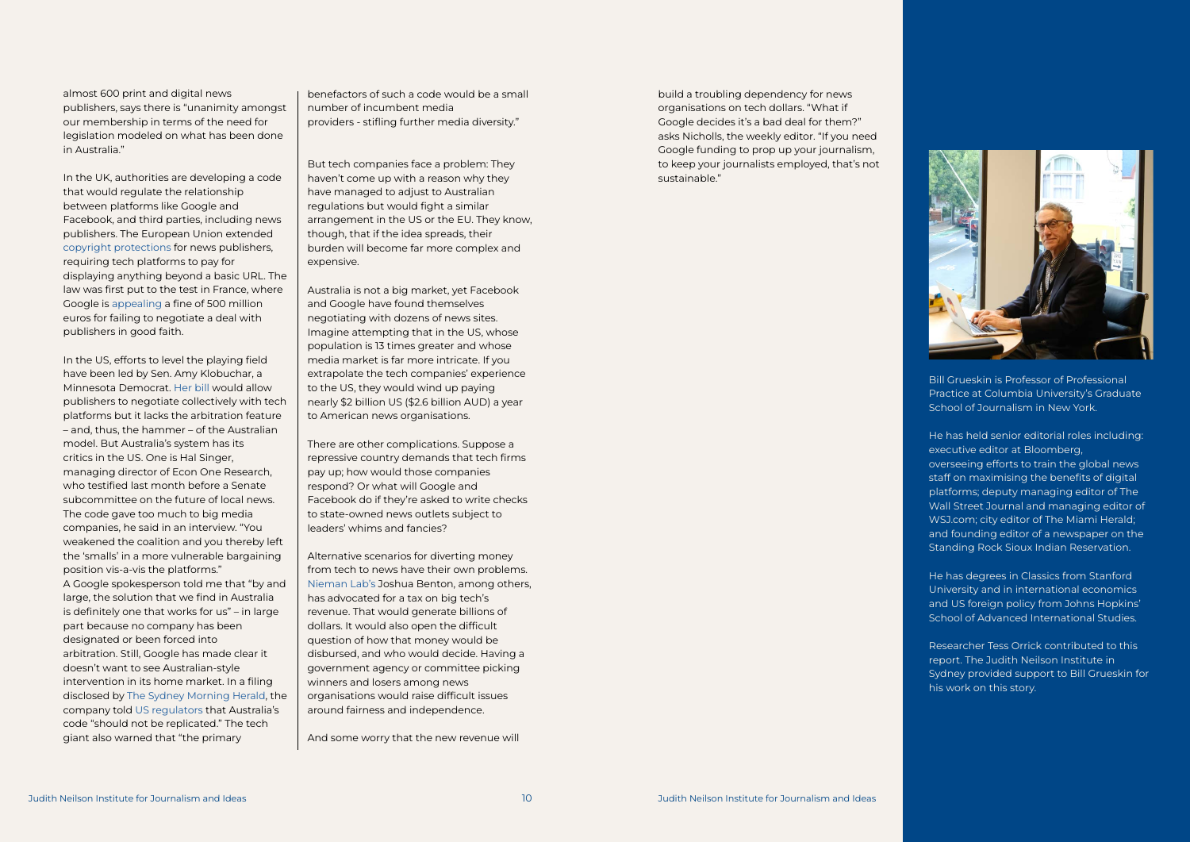almost 600 print and digital news publishers, says there is "unanimity amongst our membership in terms of the need for legislation modeled on what has been done in Australia."

In the UK, authorities are developing a code that would regulate the relationship between platforms like Google and Facebook, and third parties, including news publishers. The European Union extended copyright protections for news publishers, requiring tech platforms to pay for displaying anything beyond a basic URL. The law was first put to the test in France, where Google is appealing a fine of 500 million euros for failing to negotiate a deal with publishers in good faith.

In the US, efforts to level the playing field have been led by Sen. Amy Klobuchar, a Minnesota Democrat. Her bill would allow publishers to negotiate collectively with tech platforms but it lacks the arbitration feature – and, thus, the hammer – of the Australian model. But Australia's system has its critics in the US. One is Hal Singer, managing director of Econ One Research, who testified last month before a Senate subcommittee on the future of local news. The code gave too much to big media companies, he said in an interview. "You weakened the coalition and you thereby left the 'smalls' in a more vulnerable bargaining position vis-a-vis the platforms."

A Google spokesperson told me that "by and large, the solution that we find in Australia is definitely one that works for us" – in large part because no company has been designated or been forced into arbitration. Still, Google has made clear it doesn't want to see Australian-style intervention in its home market. In a filing disclosed by The Sydney Morning Herald, the company told US regulators that Australia's code "should not be replicated." The tech giant also warned that "the primary benefactors of such a code would be a small number of incumbent media providers - stifling further media diversity."

But tech companies face a problem: They haven't come up with a reason why they have managed to adjust to Australian regulations but would fight a similar arrangement in the US or the EU. They know, though, that if the idea spreads, their burden will become far more complex and expensive.

Australia is not a big market, yet Facebook and Google have found themselves negotiating with dozens of news sites. Imagine attempting that in the US, whose population is 13 times greater and whose media market is far more intricate. If you extrapolate the tech companies' experience to the US, they would wind up paying nearly $2 billion US ($2.6 billion AUD) a year to American news organisations.

There are other complications. Suppose a repressive country demands that tech firms pay up; how would those companies respond? Or what will Google and Facebook do if they're asked to write checks to state-owned news outlets subject to leaders' whims and fancies?

Alternative scenarios for diverting money from tech to news have their own problems. Nieman Lab's Joshua Benton, among others, has advocated for a tax on big tech's revenue. That would generate billions of dollars. It would also open the difficult question of how that money would be disbursed, and who would decide. Having a government agency or committee picking winners and losers among news organisations would raise difficult issues around fairness and independence.

And some worry that the new revenue will build a troubling dependency for news organisations on tech dollars. "What if Google decides it's a bad deal for them?" asks Nicholls, the weekly editor. "If you need Google funding to prop up your journalism, to keep your journalists employed, that's not sustainable."

Bill Grueskin is Professor of Professional Practice at Columbia University's Graduate School of Journalism in New York.

He has held senior editorial roles including: executive editor at Bloomberg, overseeing efforts to train the global news staff on maximising the benefits of digital platforms; deputy managing editor of The Wall Street Journal and managing editor of WSJ.com; city editor of The Miami Herald; and founding editor of a newspaper on the Standing Rock Sioux Indian Reservation.

He has degrees in Classics from Stanford University and in international economics and US foreign policy from Johns Hopkins' School of Advanced International Studies.

Researcher Tess Orrick contributed to this report. The Judith Neilson Institute in Sydney provided support to Bill Grueskin for his work on this story.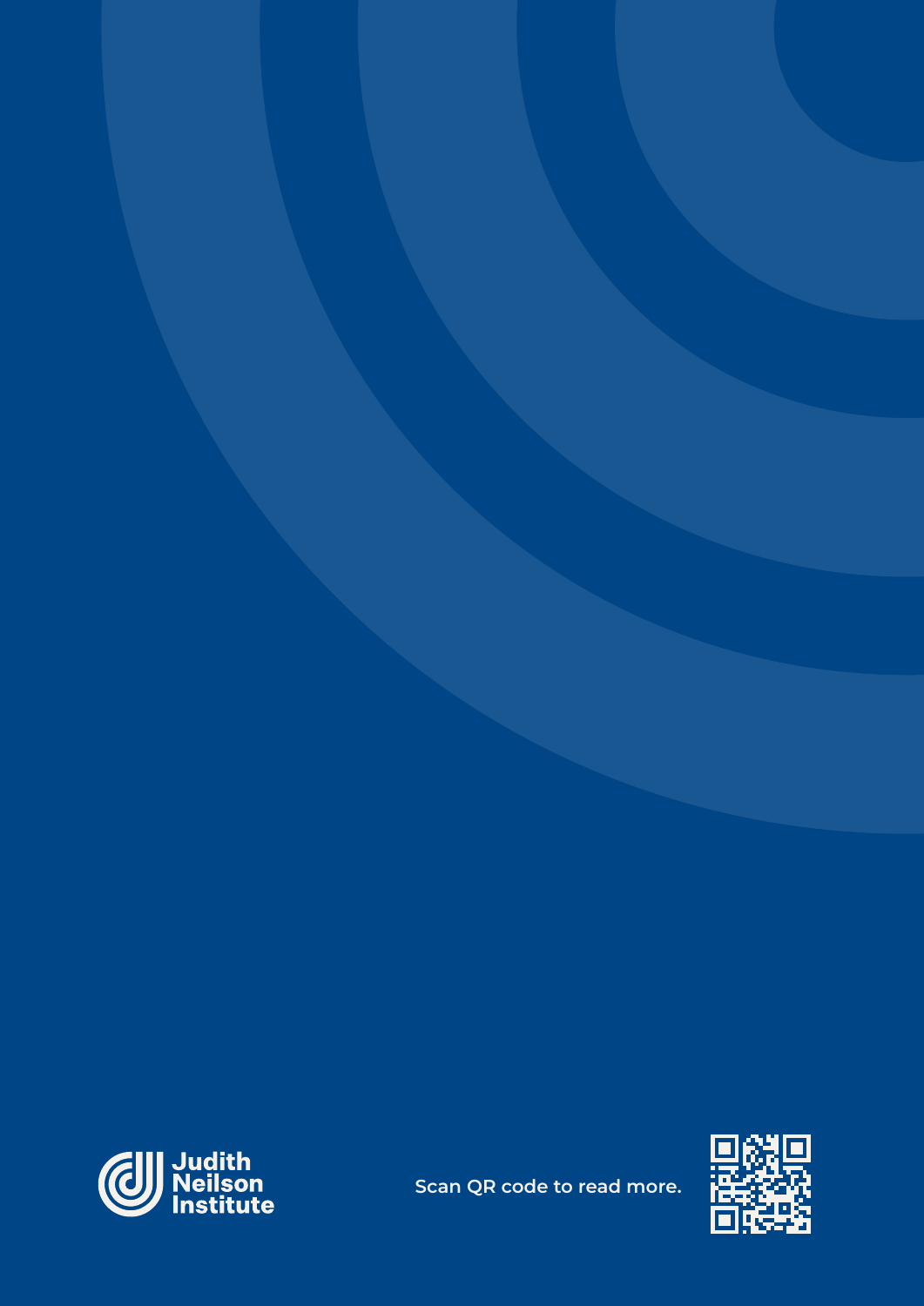Judith Neilson Institute

Scan QR code to read more.